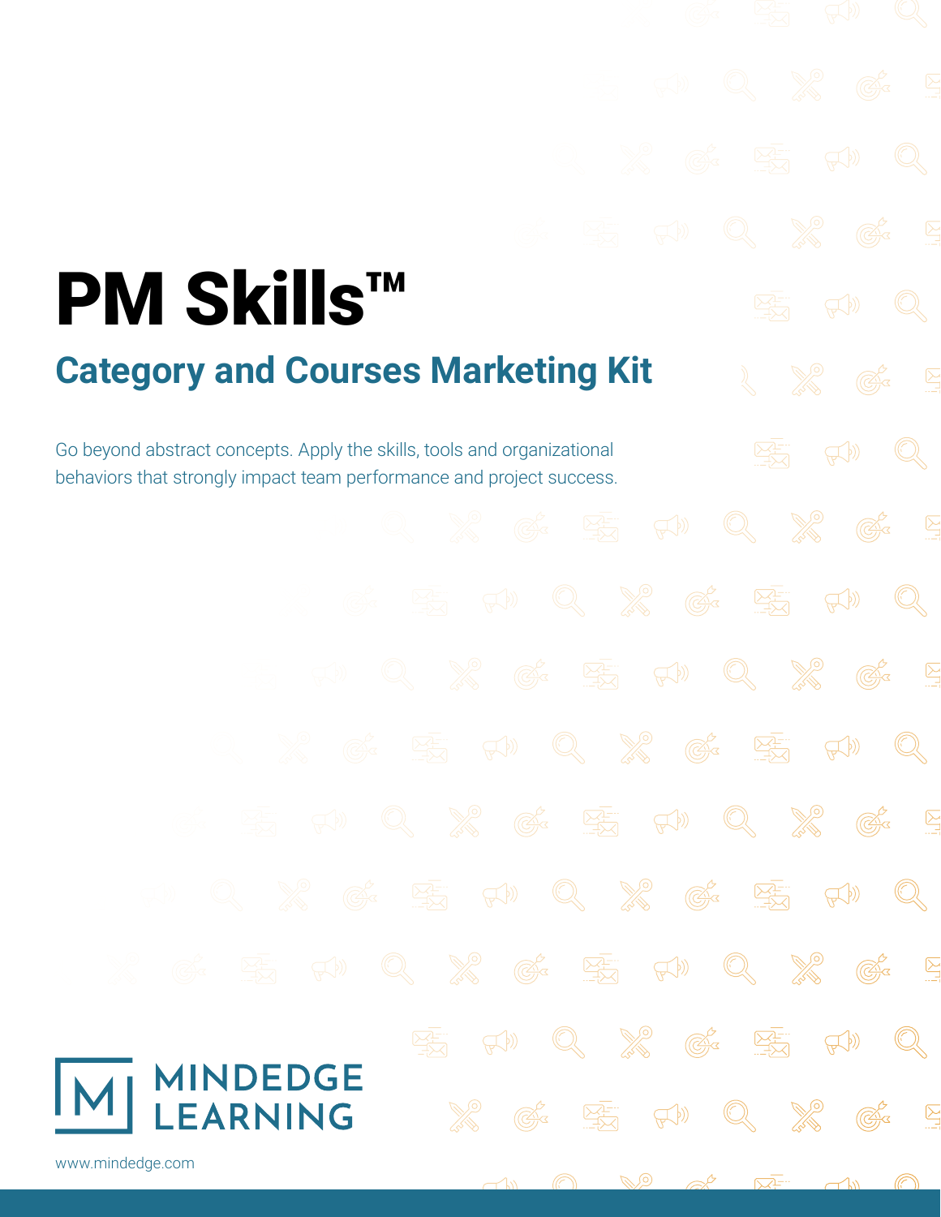# PM Skills™

## Category and Courses Marketing Kit

Go beyond abstract concepts. Apply the skills, tools and organizational behaviors that strongly impact team performance and project success.

MINDEDGE LEARNING

www.mindedge.com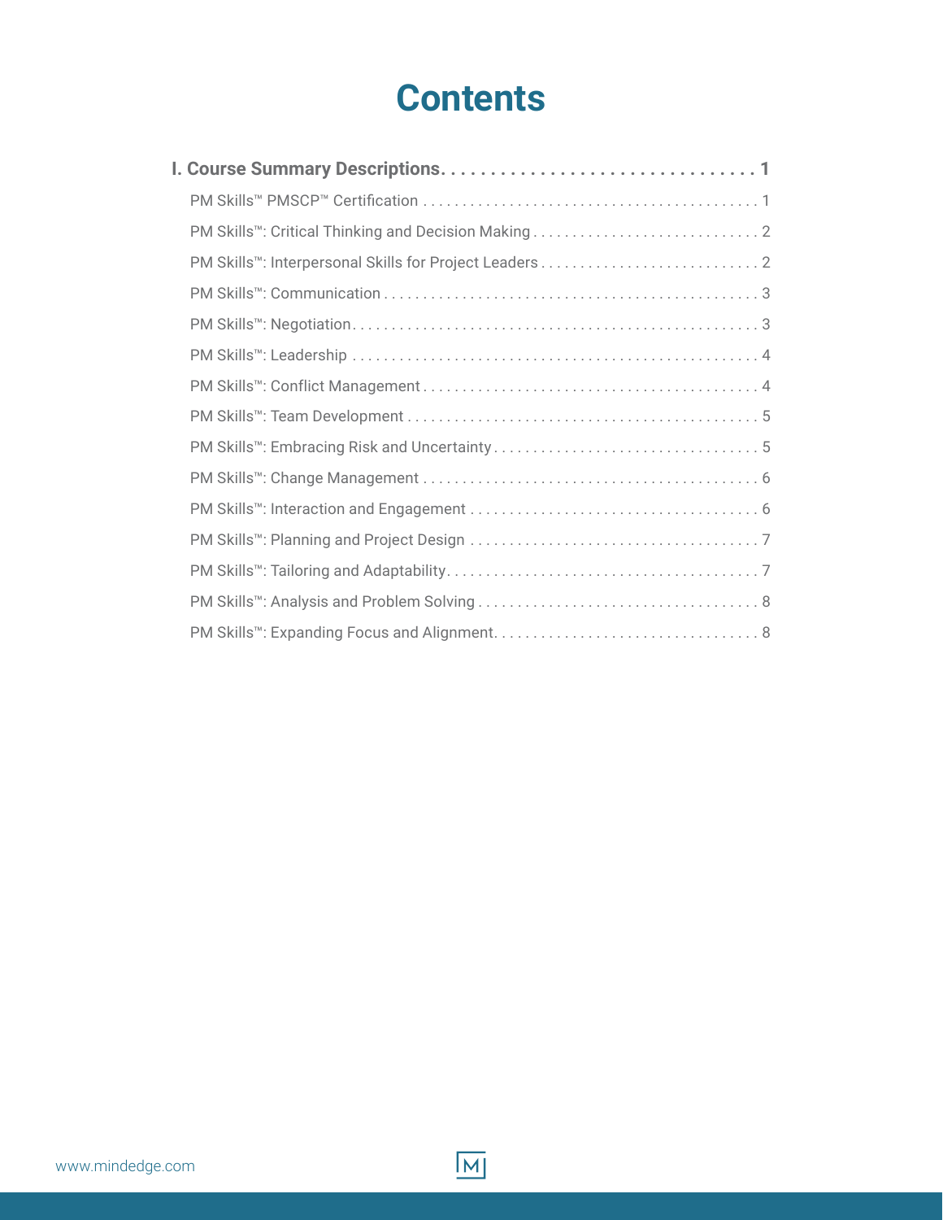# Contents

**I. Course Summary Descriptions . . . . . . . . . . 1**

- PM Skills™ PMSCP™ Certification . . . . . . . . . . 1
- PM Skills™: Critical Thinking and Decision Making . . . . . . . . . . 2
- PM Skills™: Interpersonal Skills for Project Leaders . . . . . . . . . . 2
- PM Skills™: Communication . . . . . . . . . . 3
- PM Skills™: Negotiation . . . . . . . . . . 3
- PM Skills™: Leadership . . . . . . . . . . 4
- PM Skills™: Conflict Management . . . . . . . . . . 4
- PM Skills™: Team Development . . . . . . . . . . 5
- PM Skills™: Embracing Risk and Uncertainty . . . . . . . . . . 5
- PM Skills™: Change Management . . . . . . . . . . 6
- PM Skills™: Interaction and Engagement . . . . . . . . . . 6
- PM Skills™: Planning and Project Design . . . . . . . . . . 7
- PM Skills™: Tailoring and Adaptability . . . . . . . . . . 7
- PM Skills™: Analysis and Problem Solving . . . . . . . . . . 8
- PM Skills™: Expanding Focus and Alignment . . . . . . . . . . 8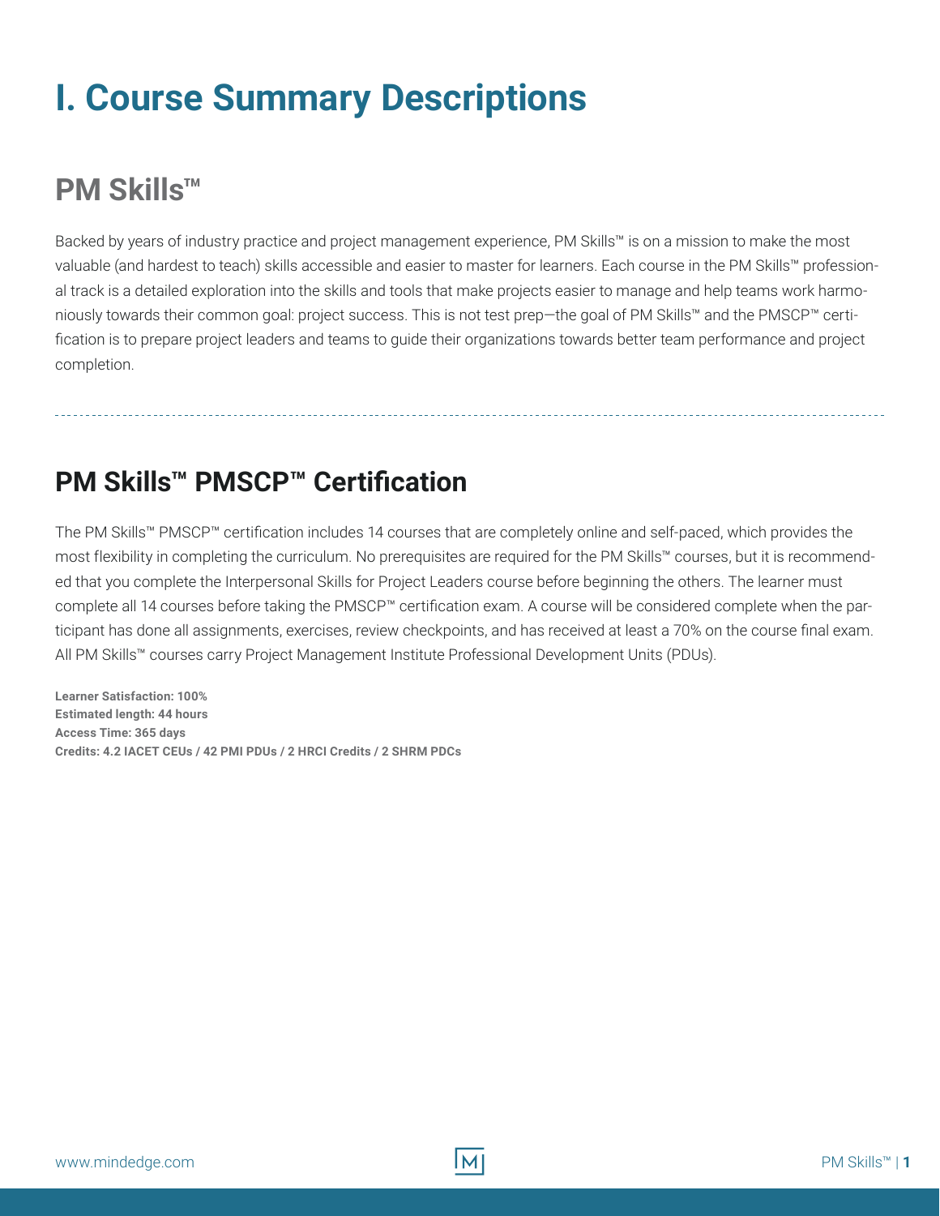# I. Course Summary Descriptions

## PM Skills™

Backed by years of industry practice and project management experience, PM Skills™ is on a mission to make the most valuable (and hardest to teach) skills accessible and easier to master for learners. Each course in the PM Skills™ professional track is a detailed exploration into the skills and tools that make projects easier to manage and help teams work harmoniously towards their common goal: project success. This is not test prep—the goal of PM Skills™ and the PMSCP™ certification is to prepare project leaders and teams to guide their organizations towards better team performance and project completion.

---

## PM Skills™ PMSCP™ Certification

The PM Skills™ PMSCP™ certification includes 14 courses that are completely online and self-paced, which provides the most flexibility in completing the curriculum. No prerequisites are required for the PM Skills™ courses, but it is recommended that you complete the Interpersonal Skills for Project Leaders course before beginning the others. The learner must complete all 14 courses before taking the PMSCP™ certification exam. A course will be considered complete when the participant has done all assignments, exercises, review checkpoints, and has received at least a 70% on the course final exam. All PM Skills™ courses carry Project Management Institute Professional Development Units (PDUs).

**Learner Satisfaction: 100%**
**Estimated length: 44 hours**
**Access Time: 365 days**
**Credits: 4.2 IACET CEUs / 42 PMI PDUs / 2 HRCI Credits / 2 SHRM PDCs**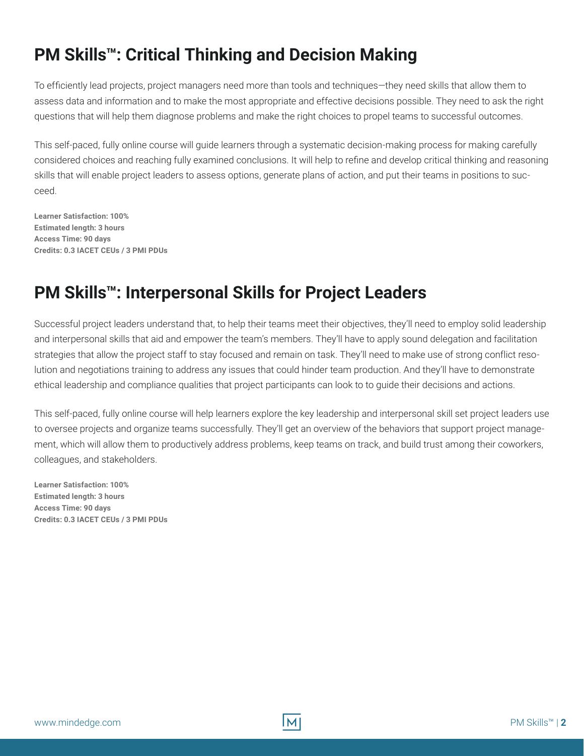## PM Skills™: Critical Thinking and Decision Making

To efficiently lead projects, project managers need more than tools and techniques—they need skills that allow them to assess data and information and to make the most appropriate and effective decisions possible. They need to ask the right questions that will help them diagnose problems and make the right choices to propel teams to successful outcomes.

This self-paced, fully online course will guide learners through a systematic decision-making process for making carefully considered choices and reaching fully examined conclusions. It will help to refine and develop critical thinking and reasoning skills that will enable project leaders to assess options, generate plans of action, and put their teams in positions to succeed.

**Learner Satisfaction: 100%**
**Estimated length: 3 hours**
**Access Time: 90 days**
**Credits: 0.3 IACET CEUs / 3 PMI PDUs**

## PM Skills™: Interpersonal Skills for Project Leaders

Successful project leaders understand that, to help their teams meet their objectives, they'll need to employ solid leadership and interpersonal skills that aid and empower the team's members. They'll have to apply sound delegation and facilitation strategies that allow the project staff to stay focused and remain on task. They'll need to make use of strong conflict resolution and negotiations training to address any issues that could hinder team production. And they'll have to demonstrate ethical leadership and compliance qualities that project participants can look to to guide their decisions and actions.

This self-paced, fully online course will help learners explore the key leadership and interpersonal skill set project leaders use to oversee projects and organize teams successfully. They'll get an overview of the behaviors that support project management, which will allow them to productively address problems, keep teams on track, and build trust among their coworkers, colleagues, and stakeholders.

**Learner Satisfaction: 100%**
**Estimated length: 3 hours**
**Access Time: 90 days**
**Credits: 0.3 IACET CEUs / 3 PMI PDUs**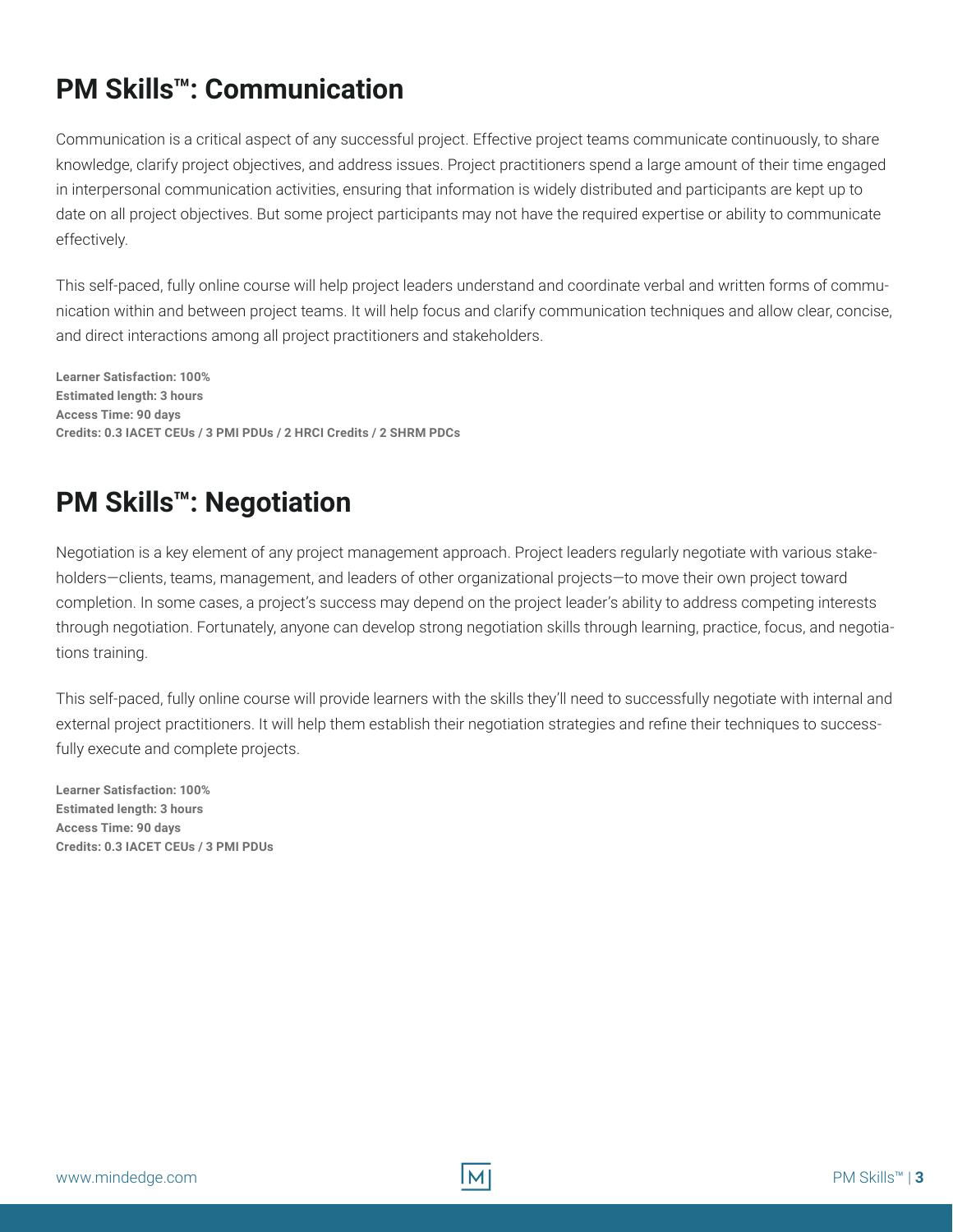## PM Skills™: Communication

Communication is a critical aspect of any successful project. Effective project teams communicate continuously, to share knowledge, clarify project objectives, and address issues. Project practitioners spend a large amount of their time engaged in interpersonal communication activities, ensuring that information is widely distributed and participants are kept up to date on all project objectives. But some project participants may not have the required expertise or ability to communicate effectively.

This self-paced, fully online course will help project leaders understand and coordinate verbal and written forms of communication within and between project teams. It will help focus and clarify communication techniques and allow clear, concise, and direct interactions among all project practitioners and stakeholders.

**Learner Satisfaction: 100%**
**Estimated length: 3 hours**
**Access Time: 90 days**
**Credits: 0.3 IACET CEUs / 3 PMI PDUs / 2 HRCI Credits / 2 SHRM PDCs**

## PM Skills™: Negotiation

Negotiation is a key element of any project management approach. Project leaders regularly negotiate with various stakeholders—clients, teams, management, and leaders of other organizational projects—to move their own project toward completion. In some cases, a project's success may depend on the project leader's ability to address competing interests through negotiation. Fortunately, anyone can develop strong negotiation skills through learning, practice, focus, and negotiations training.

This self-paced, fully online course will provide learners with the skills they'll need to successfully negotiate with internal and external project practitioners. It will help them establish their negotiation strategies and refine their techniques to successfully execute and complete projects.

**Learner Satisfaction: 100%**
**Estimated length: 3 hours**
**Access Time: 90 days**
**Credits: 0.3 IACET CEUs / 3 PMI PDUs**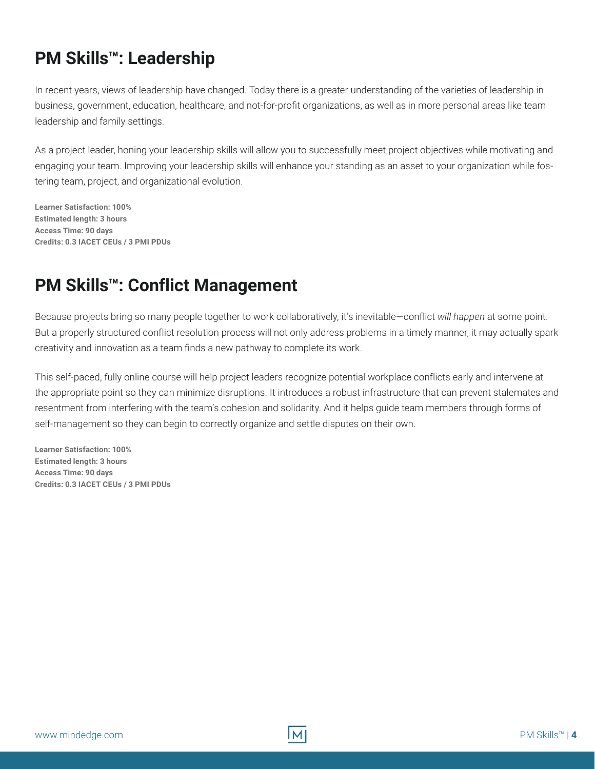## PM Skills™: Leadership

In recent years, views of leadership have changed. Today there is a greater understanding of the varieties of leadership in business, government, education, healthcare, and not-for-profit organizations, as well as in more personal areas like team leadership and family settings.

As a project leader, honing your leadership skills will allow you to successfully meet project objectives while motivating and engaging your team. Improving your leadership skills will enhance your standing as an asset to your organization while fostering team, project, and organizational evolution.

**Learner Satisfaction: 100%**
**Estimated length: 3 hours**
**Access Time: 90 days**
**Credits: 0.3 IACET CEUs / 3 PMI PDUs**

## PM Skills™: Conflict Management

Because projects bring so many people together to work collaboratively, it's inevitable—conflict *will happen* at some point. But a properly structured conflict resolution process will not only address problems in a timely manner, it may actually spark creativity and innovation as a team finds a new pathway to complete its work.

This self-paced, fully online course will help project leaders recognize potential workplace conflicts early and intervene at the appropriate point so they can minimize disruptions. It introduces a robust infrastructure that can prevent stalemates and resentment from interfering with the team's cohesion and solidarity. And it helps guide team members through forms of self-management so they can begin to correctly organize and settle disputes on their own.

**Learner Satisfaction: 100%**
**Estimated length: 3 hours**
**Access Time: 90 days**
**Credits: 0.3 IACET CEUs / 3 PMI PDUs**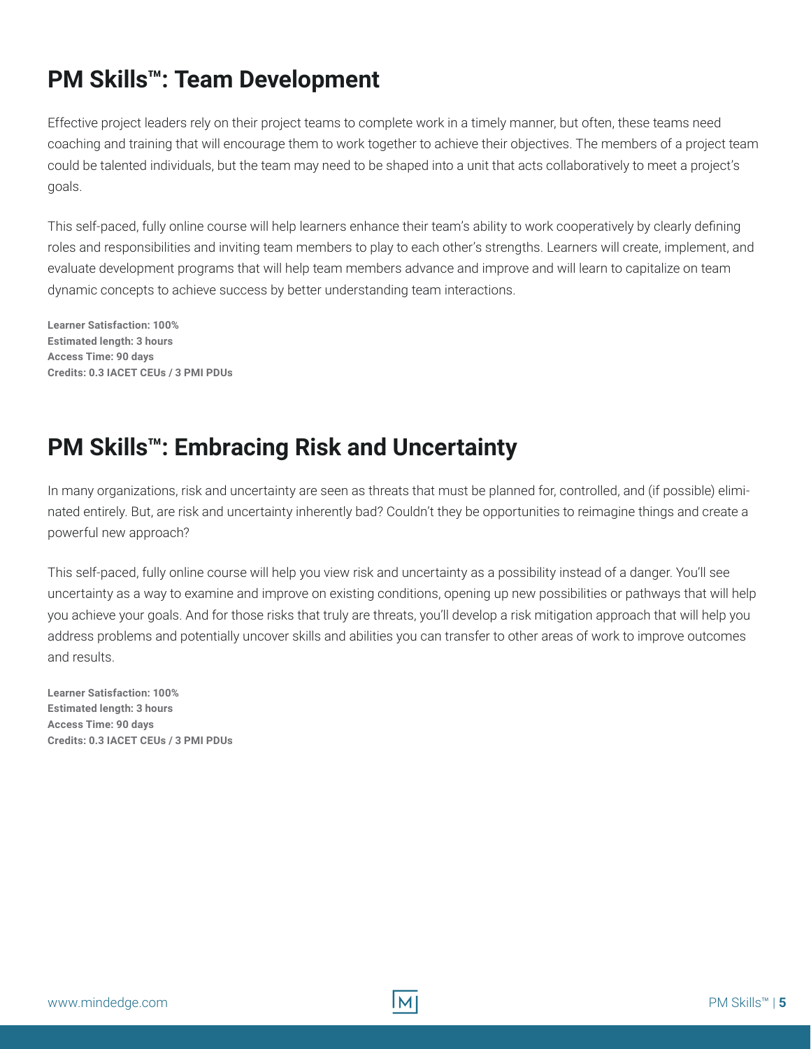## PM Skills™: Team Development

Effective project leaders rely on their project teams to complete work in a timely manner, but often, these teams need coaching and training that will encourage them to work together to achieve their objectives. The members of a project team could be talented individuals, but the team may need to be shaped into a unit that acts collaboratively to meet a project's goals.

This self-paced, fully online course will help learners enhance their team's ability to work cooperatively by clearly defining roles and responsibilities and inviting team members to play to each other's strengths. Learners will create, implement, and evaluate development programs that will help team members advance and improve and will learn to capitalize on team dynamic concepts to achieve success by better understanding team interactions.

**Learner Satisfaction: 100%**
**Estimated length: 3 hours**
**Access Time: 90 days**
**Credits: 0.3 IACET CEUs / 3 PMI PDUs**

## PM Skills™: Embracing Risk and Uncertainty

In many organizations, risk and uncertainty are seen as threats that must be planned for, controlled, and (if possible) eliminated entirely. But, are risk and uncertainty inherently bad? Couldn't they be opportunities to reimagine things and create a powerful new approach?

This self-paced, fully online course will help you view risk and uncertainty as a possibility instead of a danger. You'll see uncertainty as a way to examine and improve on existing conditions, opening up new possibilities or pathways that will help you achieve your goals. And for those risks that truly are threats, you'll develop a risk mitigation approach that will help you address problems and potentially uncover skills and abilities you can transfer to other areas of work to improve outcomes and results.

**Learner Satisfaction: 100%**
**Estimated length: 3 hours**
**Access Time: 90 days**
**Credits: 0.3 IACET CEUs / 3 PMI PDUs**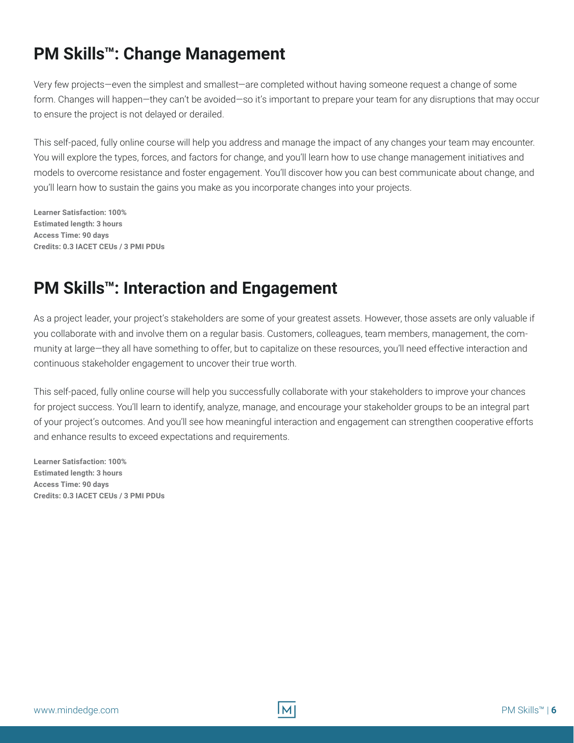## PM Skills™: Change Management

Very few projects—even the simplest and smallest—are completed without having someone request a change of some form. Changes will happen—they can't be avoided—so it's important to prepare your team for any disruptions that may occur to ensure the project is not delayed or derailed.

This self-paced, fully online course will help you address and manage the impact of any changes your team may encounter. You will explore the types, forces, and factors for change, and you'll learn how to use change management initiatives and models to overcome resistance and foster engagement. You'll discover how you can best communicate about change, and you'll learn how to sustain the gains you make as you incorporate changes into your projects.

**Learner Satisfaction: 100%**
**Estimated length: 3 hours**
**Access Time: 90 days**
**Credits: 0.3 IACET CEUs / 3 PMI PDUs**

## PM Skills™: Interaction and Engagement

As a project leader, your project's stakeholders are some of your greatest assets. However, those assets are only valuable if you collaborate with and involve them on a regular basis. Customers, colleagues, team members, management, the community at large—they all have something to offer, but to capitalize on these resources, you'll need effective interaction and continuous stakeholder engagement to uncover their true worth.

This self-paced, fully online course will help you successfully collaborate with your stakeholders to improve your chances for project success. You'll learn to identify, analyze, manage, and encourage your stakeholder groups to be an integral part of your project's outcomes. And you'll see how meaningful interaction and engagement can strengthen cooperative efforts and enhance results to exceed expectations and requirements.

**Learner Satisfaction: 100%**
**Estimated length: 3 hours**
**Access Time: 90 days**
**Credits: 0.3 IACET CEUs / 3 PMI PDUs**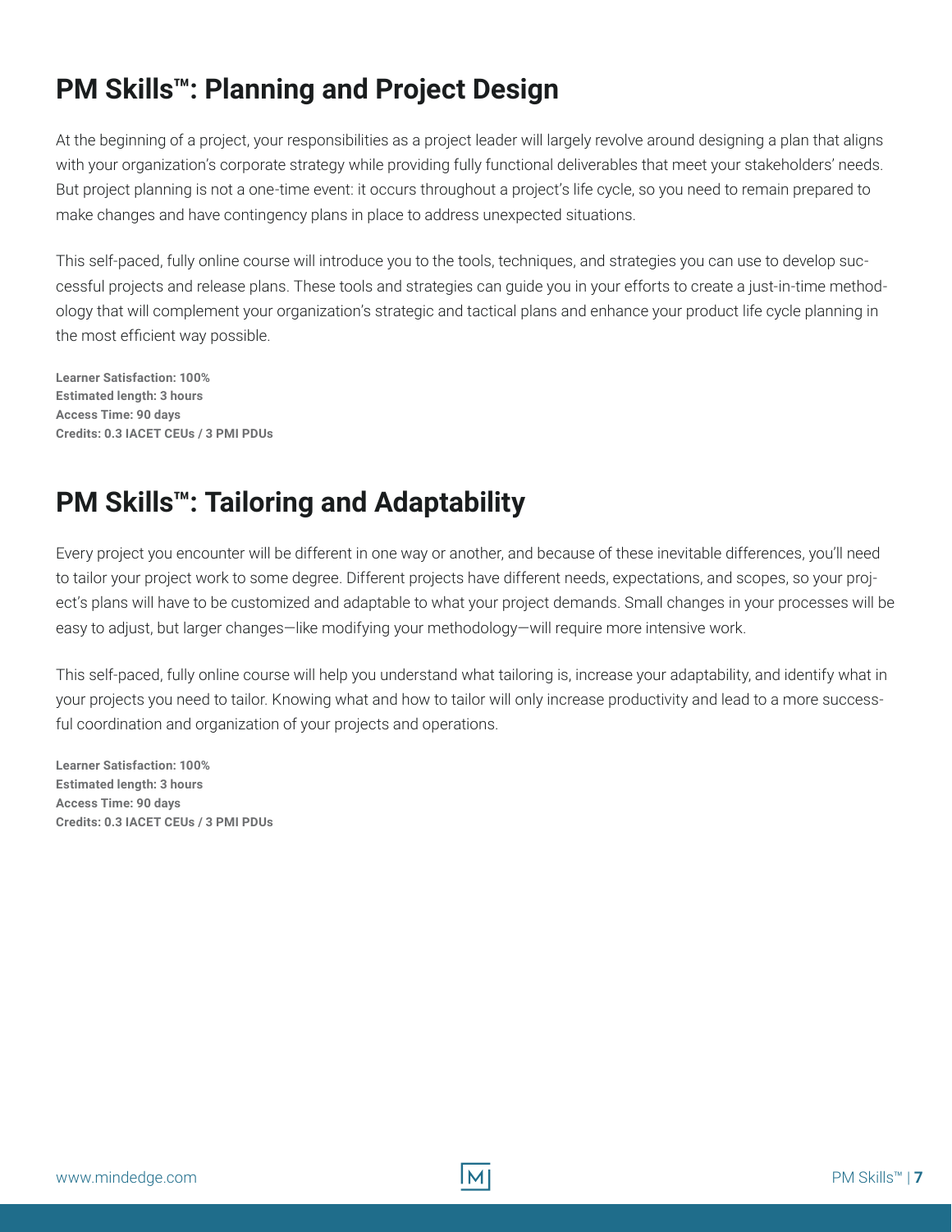## PM Skills™: Planning and Project Design

At the beginning of a project, your responsibilities as a project leader will largely revolve around designing a plan that aligns with your organization's corporate strategy while providing fully functional deliverables that meet your stakeholders' needs. But project planning is not a one-time event: it occurs throughout a project's life cycle, so you need to remain prepared to make changes and have contingency plans in place to address unexpected situations.

This self-paced, fully online course will introduce you to the tools, techniques, and strategies you can use to develop successful projects and release plans. These tools and strategies can guide you in your efforts to create a just-in-time methodology that will complement your organization's strategic and tactical plans and enhance your product life cycle planning in the most efficient way possible.

**Learner Satisfaction: 100%**
**Estimated length: 3 hours**
**Access Time: 90 days**
**Credits: 0.3 IACET CEUs / 3 PMI PDUs**

## PM Skills™: Tailoring and Adaptability

Every project you encounter will be different in one way or another, and because of these inevitable differences, you'll need to tailor your project work to some degree. Different projects have different needs, expectations, and scopes, so your project's plans will have to be customized and adaptable to what your project demands. Small changes in your processes will be easy to adjust, but larger changes—like modifying your methodology—will require more intensive work.

This self-paced, fully online course will help you understand what tailoring is, increase your adaptability, and identify what in your projects you need to tailor. Knowing what and how to tailor will only increase productivity and lead to a more successful coordination and organization of your projects and operations.

**Learner Satisfaction: 100%**
**Estimated length: 3 hours**
**Access Time: 90 days**
**Credits: 0.3 IACET CEUs / 3 PMI PDUs**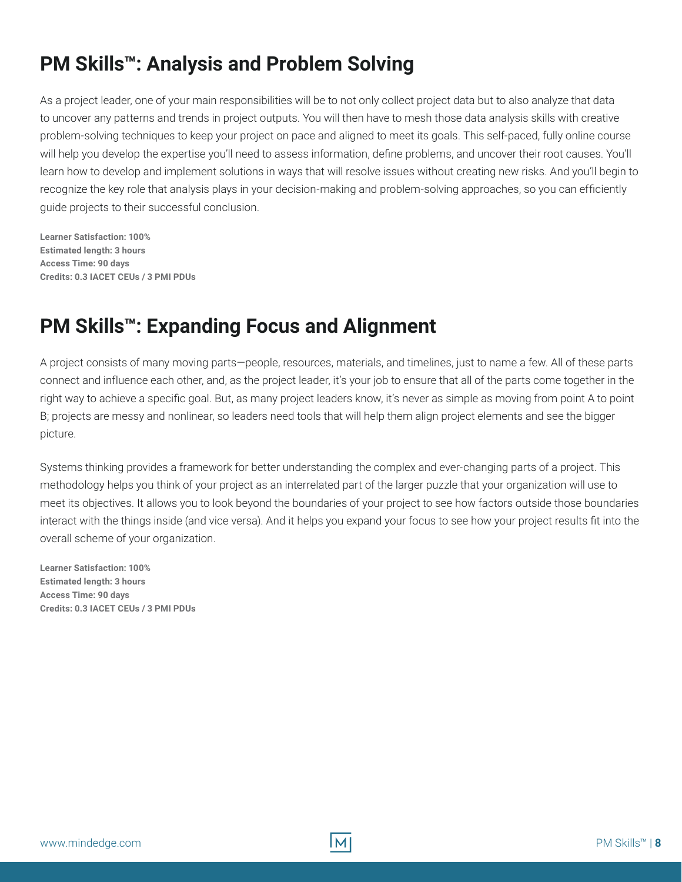## PM Skills™: Analysis and Problem Solving

As a project leader, one of your main responsibilities will be to not only collect project data but to also analyze that data to uncover any patterns and trends in project outputs. You will then have to mesh those data analysis skills with creative problem-solving techniques to keep your project on pace and aligned to meet its goals. This self-paced, fully online course will help you develop the expertise you'll need to assess information, define problems, and uncover their root causes. You'll learn how to develop and implement solutions in ways that will resolve issues without creating new risks. And you'll begin to recognize the key role that analysis plays in your decision-making and problem-solving approaches, so you can efficiently guide projects to their successful conclusion.

**Learner Satisfaction: 100%**
**Estimated length: 3 hours**
**Access Time: 90 days**
**Credits: 0.3 IACET CEUs / 3 PMI PDUs**

## PM Skills™: Expanding Focus and Alignment

A project consists of many moving parts—people, resources, materials, and timelines, just to name a few. All of these parts connect and influence each other, and, as the project leader, it's your job to ensure that all of the parts come together in the right way to achieve a specific goal. But, as many project leaders know, it's never as simple as moving from point A to point B; projects are messy and nonlinear, so leaders need tools that will help them align project elements and see the bigger picture.

Systems thinking provides a framework for better understanding the complex and ever-changing parts of a project. This methodology helps you think of your project as an interrelated part of the larger puzzle that your organization will use to meet its objectives. It allows you to look beyond the boundaries of your project to see how factors outside those boundaries interact with the things inside (and vice versa). And it helps you expand your focus to see how your project results fit into the overall scheme of your organization.

**Learner Satisfaction: 100%**
**Estimated length: 3 hours**
**Access Time: 90 days**
**Credits: 0.3 IACET CEUs / 3 PMI PDUs**